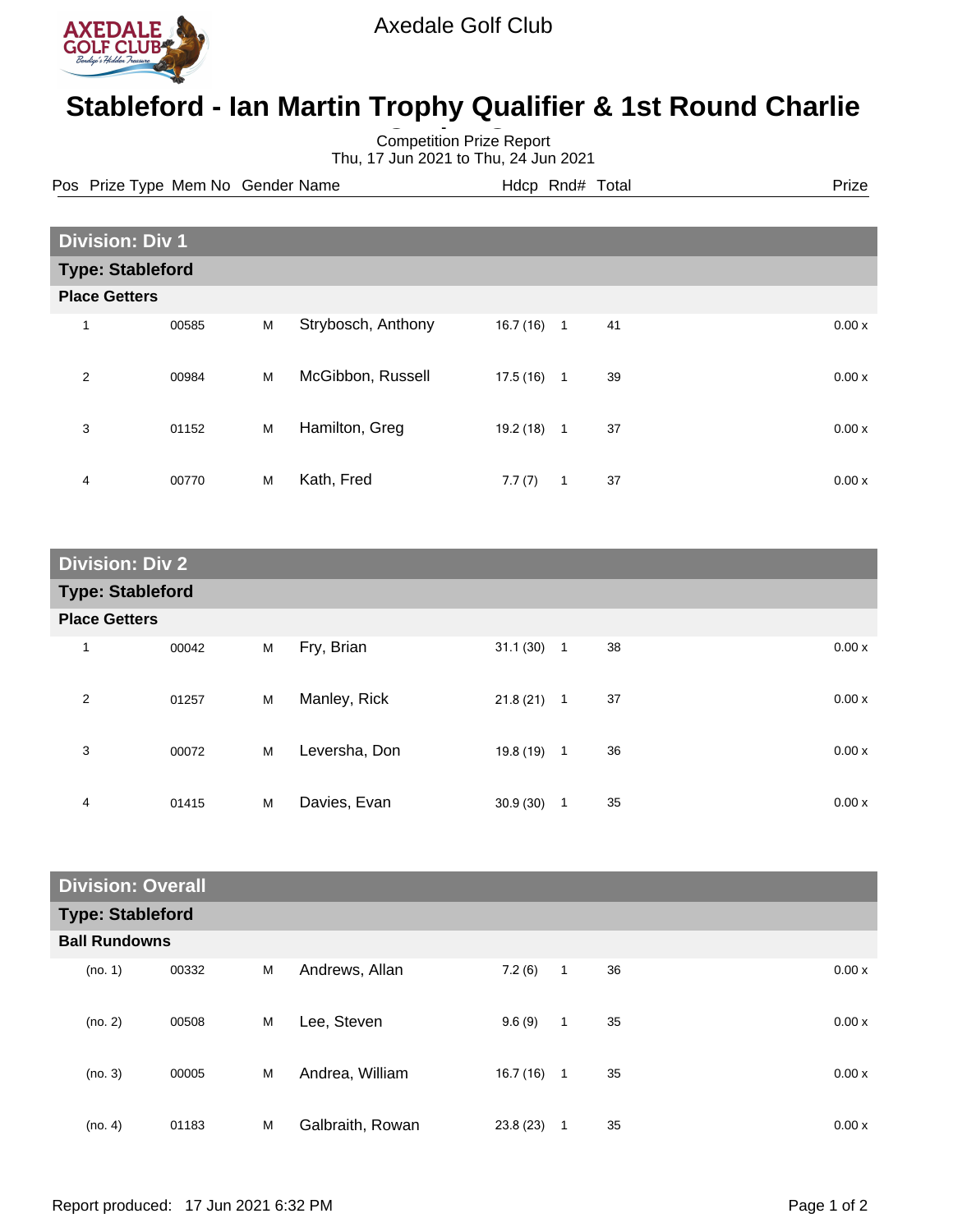Axedale Golf Club

# Stableford - Ian Martin Trophy Qualifier & 1st Round Charlie

Competition Prize Report
Thu, 17 Jun 2021 to Thu, 24 Jun 2021

| Pos | Prize Type | Mem No | Gender | Name | Hdcp | Rnd# | Total | Prize |
|---|---|---|---|---|---|---|---|---|
| **Division: Div 1** | | | | | | | | |
| **Type: Stableford** | | | | | | | | |
| **Place Getters** | | | | | | | | |
| 1 | | 00585 | M | Strybosch, Anthony | 16.7 (16) | 1 | 41 | 0.00 x |
| 2 | | 00984 | M | McGibbon, Russell | 17.5 (16) | 1 | 39 | 0.00 x |
| 3 | | 01152 | M | Hamilton, Greg | 19.2 (18) | 1 | 37 | 0.00 x |
| 4 | | 00770 | M | Kath, Fred | 7.7 (7) | 1 | 37 | 0.00 x |
| **Division: Div 2** | | | | | | | | |
| **Type: Stableford** | | | | | | | | |
| **Place Getters** | | | | | | | | |
| 1 | | 00042 | M | Fry, Brian | 31.1 (30) | 1 | 38 | 0.00 x |
| 2 | | 01257 | M | Manley, Rick | 21.8 (21) | 1 | 37 | 0.00 x |
| 3 | | 00072 | M | Leversha, Don | 19.8 (19) | 1 | 36 | 0.00 x |
| 4 | | 01415 | M | Davies, Evan | 30.9 (30) | 1 | 35 | 0.00 x |
| **Division: Overall** | | | | | | | | |
| **Type: Stableford** | | | | | | | | |
| **Ball Rundowns** | | | | | | | | |
| (no. 1) | | 00332 | M | Andrews, Allan | 7.2 (6) | 1 | 36 | 0.00 x |
| (no. 2) | | 00508 | M | Lee, Steven | 9.6 (9) | 1 | 35 | 0.00 x |
| (no. 3) | | 00005 | M | Andrea, William | 16.7 (16) | 1 | 35 | 0.00 x |
| (no. 4) | | 01183 | M | Galbraith, Rowan | 23.8 (23) | 1 | 35 | 0.00 x |

Report produced: 17 Jun 2021 6:32 PM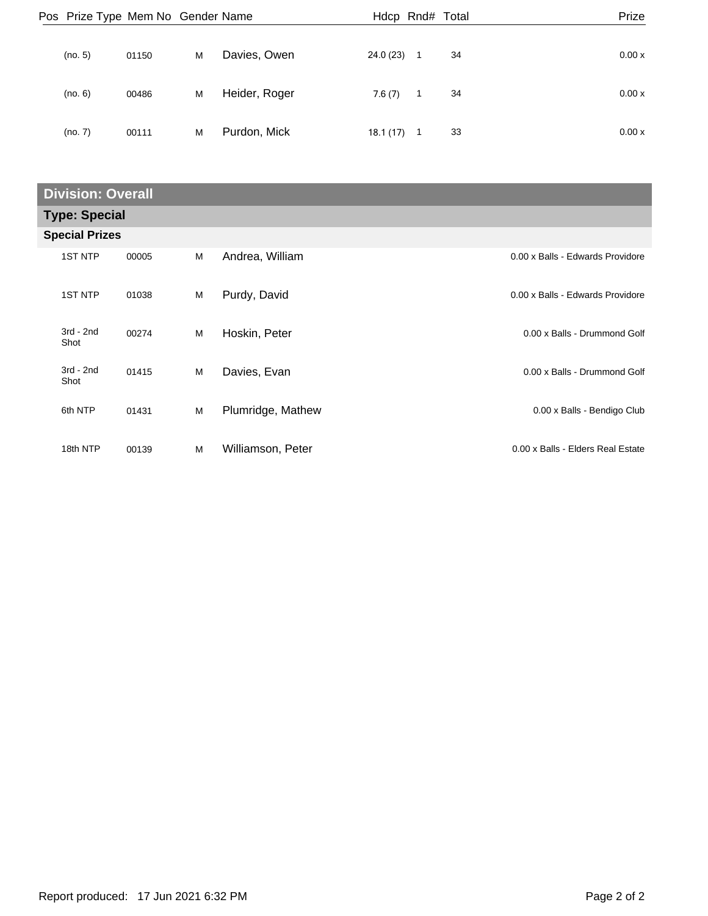| Pos | Prize Type | Mem No | Gender | Name | Hdcp | Rnd# | Total | Prize |
|---|---|---|---|---|---|---|---|---|
| | (no. 5) | 01150 | M | Davies, Owen | 24.0 (23) | 1 | 34 | 0.00 x |
| | (no. 6) | 00486 | M | Heider, Roger | 7.6 (7) | 1 | 34 | 0.00 x |
| | (no. 7) | 00111 | M | Purdon, Mick | 18.1 (17) | 1 | 33 | 0.00 x |

## Division: Overall

### Type: Special

**Special Prizes**

| | | | | |
|---|---|---|---|---|
| 1ST NTP | 00005 | M | Andrea, William | 0.00 x Balls - Edwards Providore |
| 1ST NTP | 01038 | M | Purdy, David | 0.00 x Balls - Edwards Providore |
| 3rd - 2nd Shot | 00274 | M | Hoskin, Peter | 0.00 x Balls - Drummond Golf |
| 3rd - 2nd Shot | 01415 | M | Davies, Evan | 0.00 x Balls - Drummond Golf |
| 6th NTP | 01431 | M | Plumridge, Mathew | 0.00 x Balls - Bendigo Club |
| 18th NTP | 00139 | M | Williamson, Peter | 0.00 x Balls - Elders Real Estate |

Report produced: 17 Jun 2021 6:32 PM